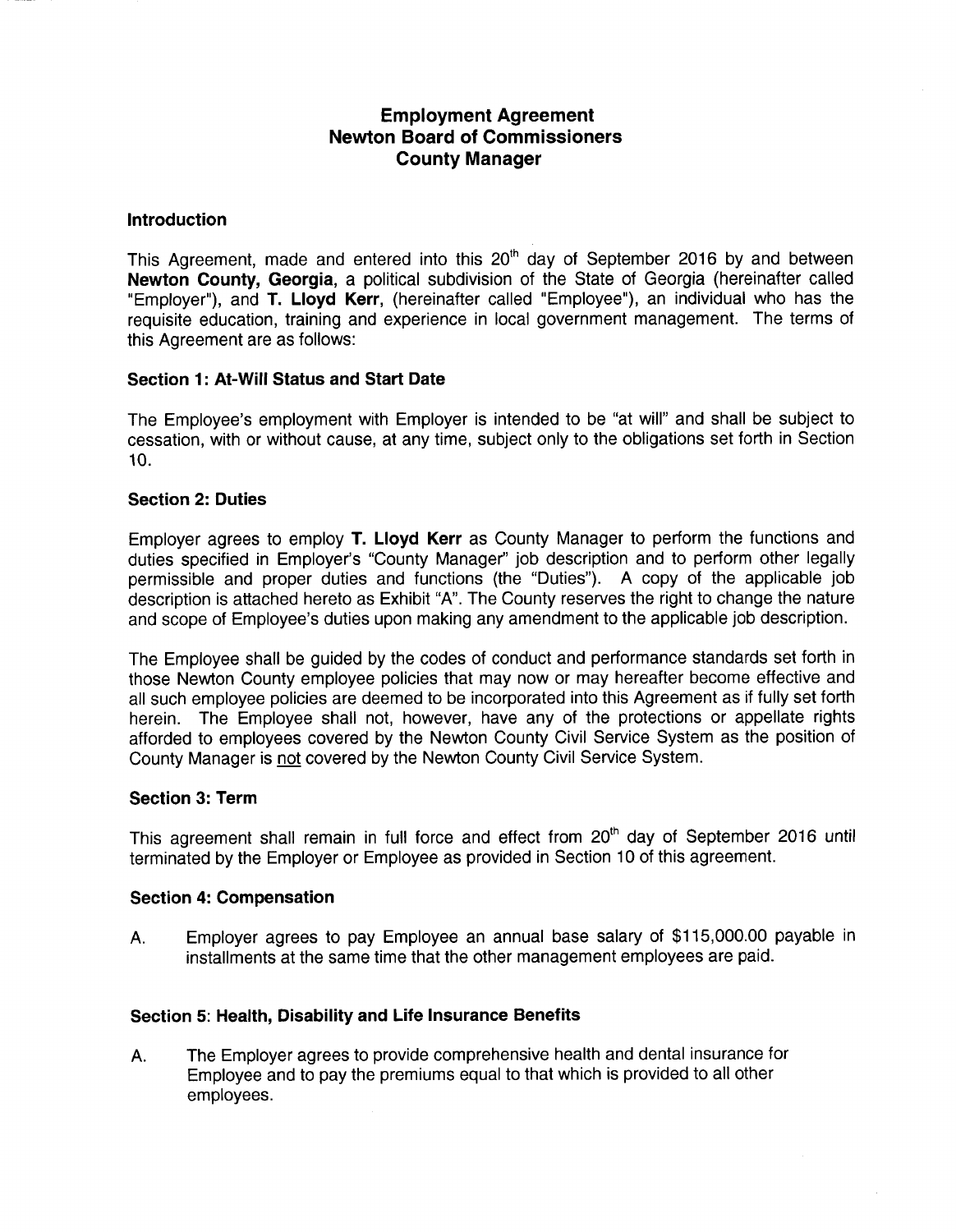# Employment Agreement
# Newton Board of Commissioners
# County Manager

## Introduction

This Agreement, made and entered into this 20th day of September 2016 by and between **Newton County, Georgia**, a political subdivision of the State of Georgia (hereinafter called "Employer"), and **T. Lloyd Kerr**, (hereinafter called "Employee"), an individual who has the requisite education, training and experience in local government management. The terms of this Agreement are as follows:

### Section 1: At-Will Status and Start Date

The Employee's employment with Employer is intended to be "at will" and shall be subject to cessation, with or without cause, at any time, subject only to the obligations set forth in Section 10.

### Section 2: Duties

Employer agrees to employ **T. Lloyd Kerr** as County Manager to perform the functions and duties specified in Employer's "County Manager" job description and to perform other legally permissible and proper duties and functions (the "Duties"). A copy of the applicable job description is attached hereto as Exhibit "A". The County reserves the right to change the nature and scope of Employee's duties upon making any amendment to the applicable job description.

The Employee shall be guided by the codes of conduct and performance standards set forth in those Newton County employee policies that may now or may hereafter become effective and all such employee policies are deemed to be incorporated into this Agreement as if fully set forth herein. The Employee shall not, however, have any of the protections or appellate rights afforded to employees covered by the Newton County Civil Service System as the position of County Manager is not covered by the Newton County Civil Service System.

### Section 3: Term

This agreement shall remain in full force and effect from 20th day of September 2016 until terminated by the Employer or Employee as provided in Section 10 of this agreement.

### Section 4: Compensation

A. Employer agrees to pay Employee an annual base salary of $115,000.00 payable in installments at the same time that the other management employees are paid.

### Section 5: Health, Disability and Life Insurance Benefits

A. The Employer agrees to provide comprehensive health and dental insurance for Employee and to pay the premiums equal to that which is provided to all other employees.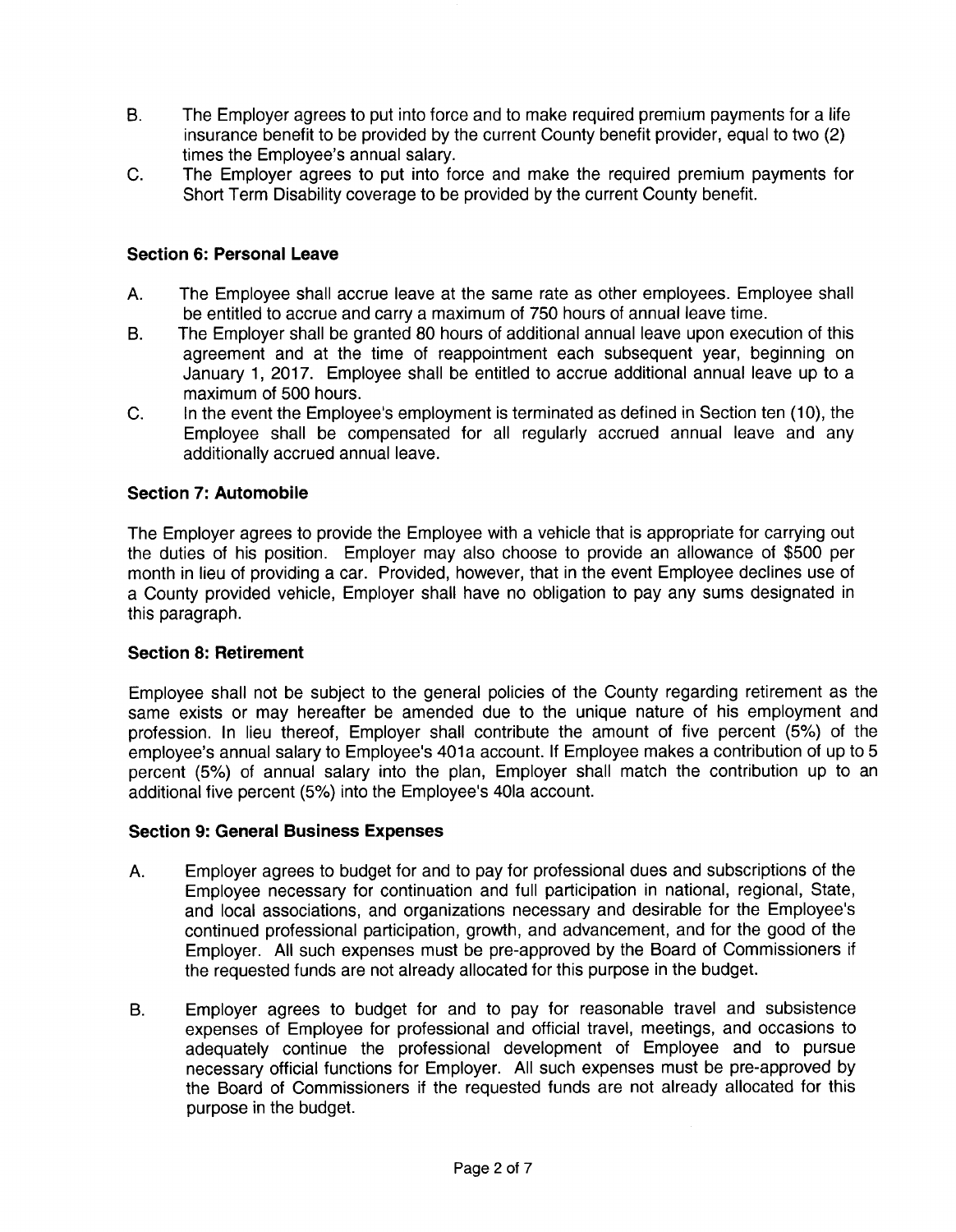B. The Employer agrees to put into force and to make required premium payments for a life insurance benefit to be provided by the current County benefit provider, equal to two (2) times the Employee's annual salary.

C. The Employer agrees to put into force and make the required premium payments for Short Term Disability coverage to be provided by the current County benefit.

**Section 6: Personal Leave**

A. The Employee shall accrue leave at the same rate as other employees. Employee shall be entitled to accrue and carry a maximum of 750 hours of annual leave time.

B. The Employer shall be granted 80 hours of additional annual leave upon execution of this agreement and at the time of reappointment each subsequent year, beginning on January 1, 2017. Employee shall be entitled to accrue additional annual leave up to a maximum of 500 hours.

C. In the event the Employee's employment is terminated as defined in Section ten (10), the Employee shall be compensated for all regularly accrued annual leave and any additionally accrued annual leave.

**Section 7: Automobile**

The Employer agrees to provide the Employee with a vehicle that is appropriate for carrying out the duties of his position. Employer may also choose to provide an allowance of $500 per month in lieu of providing a car. Provided, however, that in the event Employee declines use of a County provided vehicle, Employer shall have no obligation to pay any sums designated in this paragraph.

**Section 8: Retirement**

Employee shall not be subject to the general policies of the County regarding retirement as the same exists or may hereafter be amended due to the unique nature of his employment and profession. In lieu thereof, Employer shall contribute the amount of five percent (5%) of the employee's annual salary to Employee's 401a account. If Employee makes a contribution of up to 5 percent (5%) of annual salary into the plan, Employer shall match the contribution up to an additional five percent (5%) into the Employee's 40la account.

**Section 9: General Business Expenses**

A. Employer agrees to budget for and to pay for professional dues and subscriptions of the Employee necessary for continuation and full participation in national, regional, State, and local associations, and organizations necessary and desirable for the Employee's continued professional participation, growth, and advancement, and for the good of the Employer. All such expenses must be pre-approved by the Board of Commissioners if the requested funds are not already allocated for this purpose in the budget.

B. Employer agrees to budget for and to pay for reasonable travel and subsistence expenses of Employee for professional and official travel, meetings, and occasions to adequately continue the professional development of Employee and to pursue necessary official functions for Employer. All such expenses must be pre-approved by the Board of Commissioners if the requested funds are not already allocated for this purpose in the budget.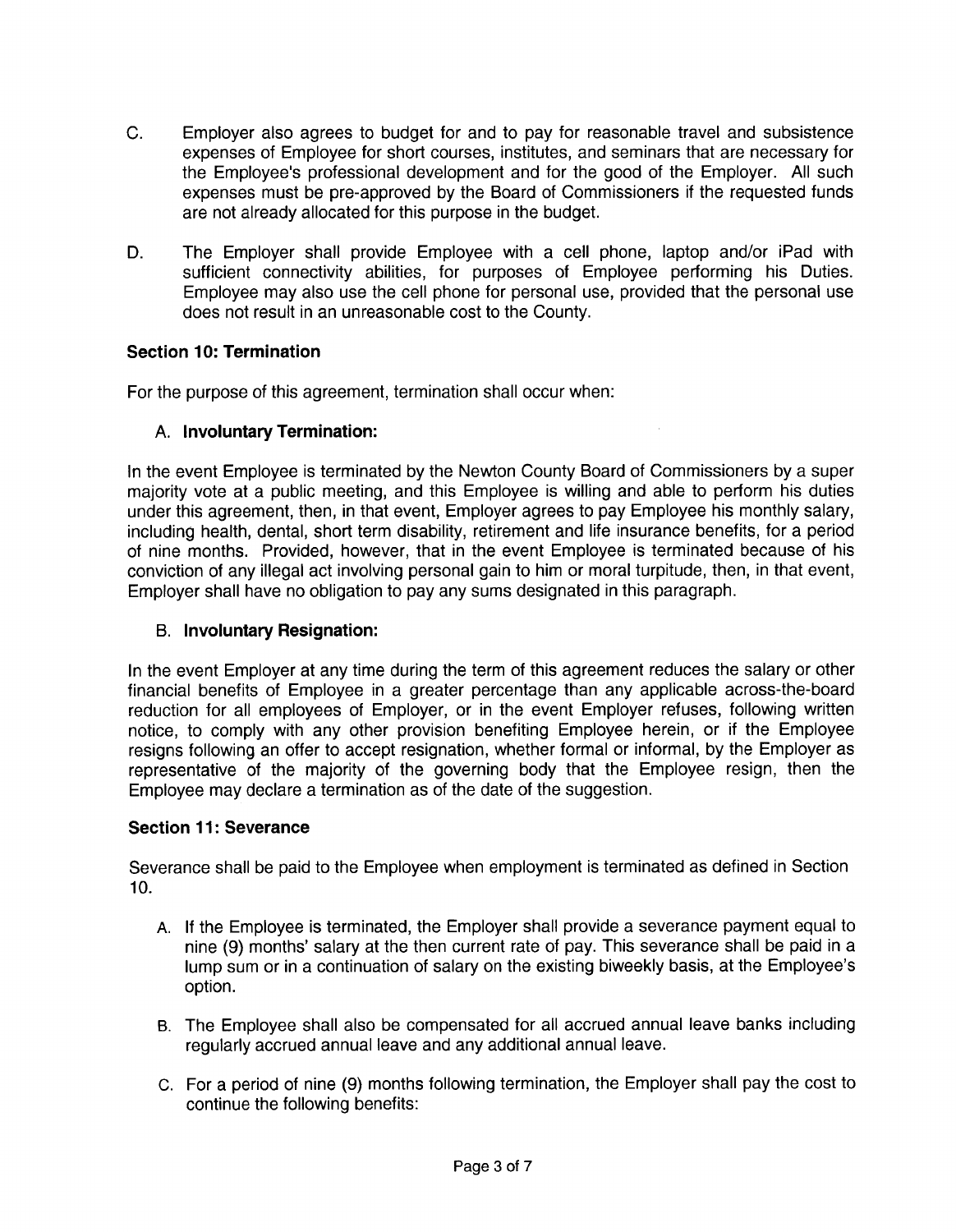C. Employer also agrees to budget for and to pay for reasonable travel and subsistence expenses of Employee for short courses, institutes, and seminars that are necessary for the Employee's professional development and for the good of the Employer. All such expenses must be pre-approved by the Board of Commissioners if the requested funds are not already allocated for this purpose in the budget.

D. The Employer shall provide Employee with a cell phone, laptop and/or iPad with sufficient connectivity abilities, for purposes of Employee performing his Duties. Employee may also use the cell phone for personal use, provided that the personal use does not result in an unreasonable cost to the County.

### Section 10: Termination

For the purpose of this agreement, termination shall occur when:

A. **Involuntary Termination:**

In the event Employee is terminated by the Newton County Board of Commissioners by a super majority vote at a public meeting, and this Employee is willing and able to perform his duties under this agreement, then, in that event, Employer agrees to pay Employee his monthly salary, including health, dental, short term disability, retirement and life insurance benefits, for a period of nine months. Provided, however, that in the event Employee is terminated because of his conviction of any illegal act involving personal gain to him or moral turpitude, then, in that event, Employer shall have no obligation to pay any sums designated in this paragraph.

B. **Involuntary Resignation:**

In the event Employer at any time during the term of this agreement reduces the salary or other financial benefits of Employee in a greater percentage than any applicable across-the-board reduction for all employees of Employer, or in the event Employer refuses, following written notice, to comply with any other provision benefiting Employee herein, or if the Employee resigns following an offer to accept resignation, whether formal or informal, by the Employer as representative of the majority of the governing body that the Employee resign, then the Employee may declare a termination as of the date of the suggestion.

### Section 11: Severance

Severance shall be paid to the Employee when employment is terminated as defined in Section 10.

A. If the Employee is terminated, the Employer shall provide a severance payment equal to nine (9) months' salary at the then current rate of pay. This severance shall be paid in a lump sum or in a continuation of salary on the existing biweekly basis, at the Employee's option.

B. The Employee shall also be compensated for all accrued annual leave banks including regularly accrued annual leave and any additional annual leave.

C. For a period of nine (9) months following termination, the Employer shall pay the cost to continue the following benefits: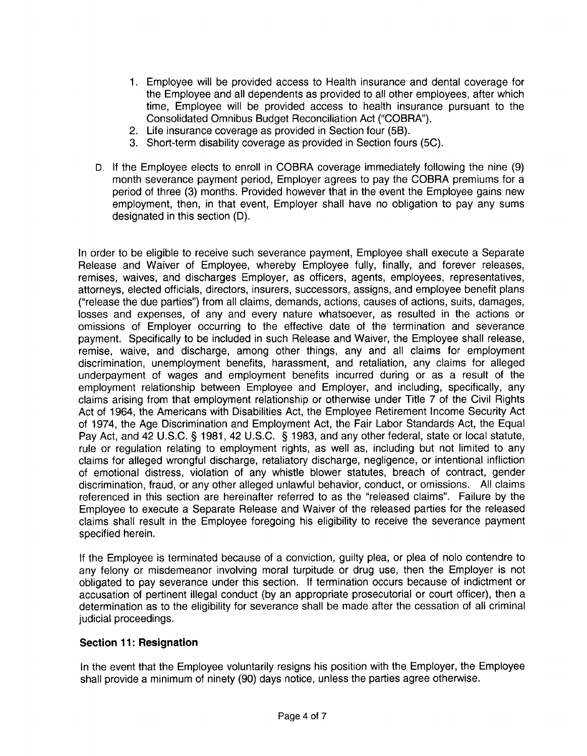1. Employee will be provided access to Health insurance and dental coverage for the Employee and all dependents as provided to all other employees, after which time, Employee will be provided access to health insurance pursuant to the Consolidated Omnibus Budget Reconciliation Act ("COBRA").
2. Life insurance coverage as provided in Section four (5B).
3. Short-term disability coverage as provided in Section fours (5C).

D. If the Employee elects to enroll in COBRA coverage immediately following the nine (9) month severance payment period, Employer agrees to pay the COBRA premiums for a period of three (3) months. Provided however that in the event the Employee gains new employment, then, in that event, Employer shall have no obligation to pay any sums designated in this section (D).

In order to be eligible to receive such severance payment, Employee shall execute a Separate Release and Waiver of Employee, whereby Employee fully, finally, and forever releases, remises, waives, and discharges Employer, as officers, agents, employees, representatives, attorneys, elected officials, directors, insurers, successors, assigns, and employee benefit plans ("release the due parties") from all claims, demands, actions, causes of actions, suits, damages, losses and expenses, of any and every nature whatsoever, as resulted in the actions or omissions of Employer occurring to the effective date of the termination and severance payment. Specifically to be included in such Release and Waiver, the Employee shall release, remise, waive, and discharge, among other things, any and all claims for employment discrimination, unemployment benefits, harassment, and retaliation, any claims for alleged underpayment of wages and employment benefits incurred during or as a result of the employment relationship between Employee and Employer, and including, specifically, any claims arising from that employment relationship or otherwise under Title 7 of the Civil Rights Act of 1964, the Americans with Disabilities Act, the Employee Retirement Income Security Act of 1974, the Age Discrimination and Employment Act, the Fair Labor Standards Act, the Equal Pay Act, and 42 U.S.C. § 1981, 42 U.S.C. § 1983, and any other federal, state or local statute, rule or regulation relating to employment rights, as well as, including but not limited to any claims for alleged wrongful discharge, retaliatory discharge, negligence, or intentional infliction of emotional distress, violation of any whistle blower statutes, breach of contract, gender discrimination, fraud, or any other alleged unlawful behavior, conduct, or omissions. All claims referenced in this section are hereinafter referred to as the "released claims". Failure by the Employee to execute a Separate Release and Waiver of the released parties for the released claims shall result in the Employee foregoing his eligibility to receive the severance payment specified herein.

If the Employee is terminated because of a conviction, guilty plea, or plea of nolo contendre to any felony or misdemeanor involving moral turpitude or drug use, then the Employer is not obligated to pay severance under this section. If termination occurs because of indictment or accusation of pertinent illegal conduct (by an appropriate prosecutorial or court officer), then a determination as to the eligibility for severance shall be made after the cessation of all criminal judicial proceedings.

### Section 11: Resignation

In the event that the Employee voluntarily resigns his position with the Employer, the Employee shall provide a minimum of ninety (90) days notice, unless the parties agree otherwise.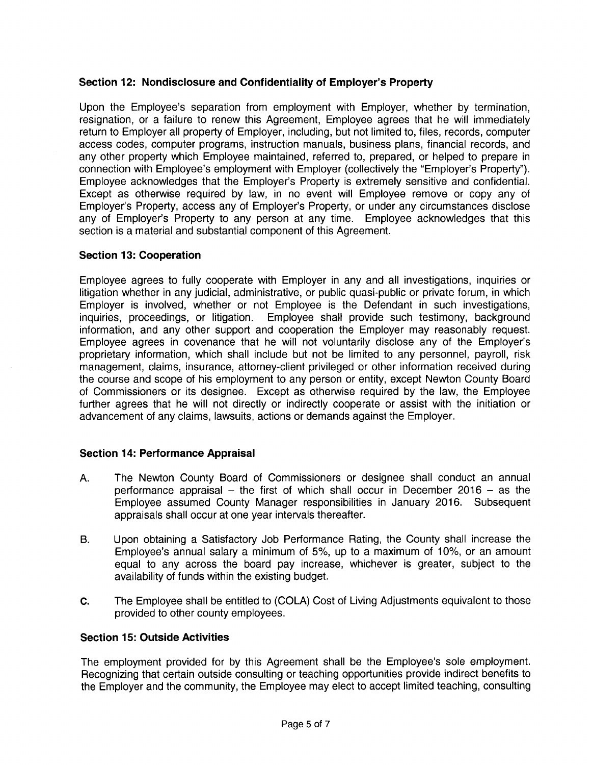### Section 12: Nondisclosure and Confidentiality of Employer's Property

Upon the Employee's separation from employment with Employer, whether by termination, resignation, or a failure to renew this Agreement, Employee agrees that he will immediately return to Employer all property of Employer, including, but not limited to, files, records, computer access codes, computer programs, instruction manuals, business plans, financial records, and any other property which Employee maintained, referred to, prepared, or helped to prepare in connection with Employee's employment with Employer (collectively the "Employer's Property"). Employee acknowledges that the Employer's Property is extremely sensitive and confidential. Except as otherwise required by law, in no event will Employee remove or copy any of Employer's Property, access any of Employer's Property, or under any circumstances disclose any of Employer's Property to any person at any time. Employee acknowledges that this section is a material and substantial component of this Agreement.

### Section 13: Cooperation

Employee agrees to fully cooperate with Employer in any and all investigations, inquiries or litigation whether in any judicial, administrative, or public quasi-public or private forum, in which Employer is involved, whether or not Employee is the Defendant in such investigations, inquiries, proceedings, or litigation. Employee shall provide such testimony, background information, and any other support and cooperation the Employer may reasonably request. Employee agrees in covenance that he will not voluntarily disclose any of the Employer's proprietary information, which shall include but not be limited to any personnel, payroll, risk management, claims, insurance, attorney-client privileged or other information received during the course and scope of his employment to any person or entity, except Newton County Board of Commissioners or its designee. Except as otherwise required by the law, the Employee further agrees that he will not directly or indirectly cooperate or assist with the initiation or advancement of any claims, lawsuits, actions or demands against the Employer.

### Section 14: Performance Appraisal

A. The Newton County Board of Commissioners or designee shall conduct an annual performance appraisal – the first of which shall occur in December 2016 – as the Employee assumed County Manager responsibilities in January 2016. Subsequent appraisals shall occur at one year intervals thereafter.

B. Upon obtaining a Satisfactory Job Performance Rating, the County shall increase the Employee's annual salary a minimum of 5%, up to a maximum of 10%, or an amount equal to any across the board pay increase, whichever is greater, subject to the availability of funds within the existing budget.

C. The Employee shall be entitled to (COLA) Cost of Living Adjustments equivalent to those provided to other county employees.

### Section 15: Outside Activities

The employment provided for by this Agreement shall be the Employee's sole employment. Recognizing that certain outside consulting or teaching opportunities provide indirect benefits to the Employer and the community, the Employee may elect to accept limited teaching, consulting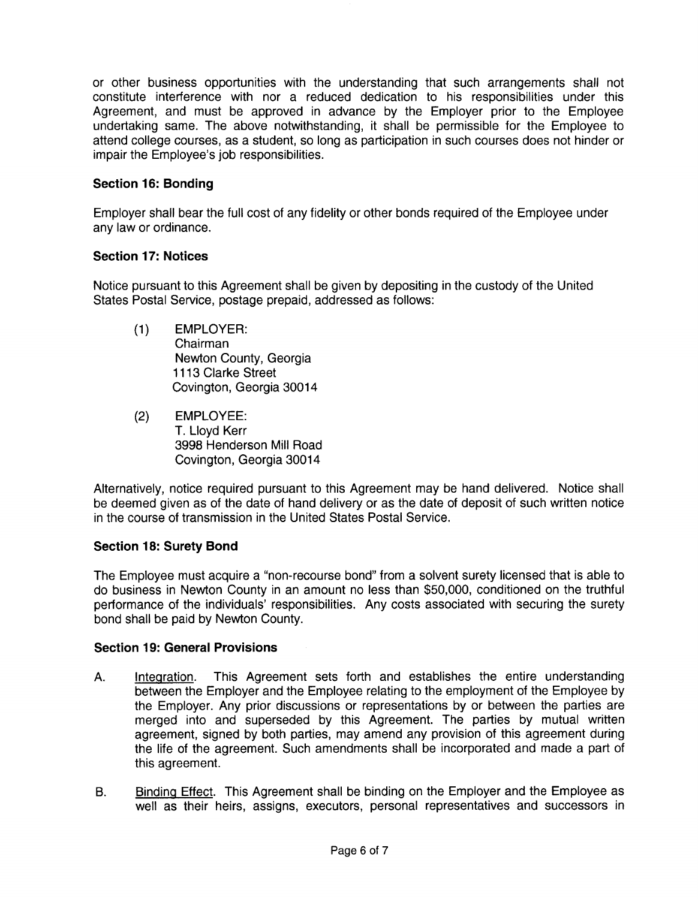or other business opportunities with the understanding that such arrangements shall not constitute interference with nor a reduced dedication to his responsibilities under this Agreement, and must be approved in advance by the Employer prior to the Employee undertaking same. The above notwithstanding, it shall be permissible for the Employee to attend college courses, as a student, so long as participation in such courses does not hinder or impair the Employee's job responsibilities.

**Section 16: Bonding**

Employer shall bear the full cost of any fidelity or other bonds required of the Employee under any law or ordinance.

**Section 17: Notices**

Notice pursuant to this Agreement shall be given by depositing in the custody of the United States Postal Service, postage prepaid, addressed as follows:

(1) EMPLOYER:
Chairman
Newton County, Georgia
1113 Clarke Street
Covington, Georgia 30014

(2) EMPLOYEE:
T. Lloyd Kerr
3998 Henderson Mill Road
Covington, Georgia 30014

Alternatively, notice required pursuant to this Agreement may be hand delivered. Notice shall be deemed given as of the date of hand delivery or as the date of deposit of such written notice in the course of transmission in the United States Postal Service.

**Section 18: Surety Bond**

The Employee must acquire a "non-recourse bond" from a solvent surety licensed that is able to do business in Newton County in an amount no less than $50,000, conditioned on the truthful performance of the individuals' responsibilities. Any costs associated with securing the surety bond shall be paid by Newton County.

**Section 19: General Provisions**

A. Integration. This Agreement sets forth and establishes the entire understanding between the Employer and the Employee relating to the employment of the Employee by the Employer. Any prior discussions or representations by or between the parties are merged into and superseded by this Agreement. The parties by mutual written agreement, signed by both parties, may amend any provision of this agreement during the life of the agreement. Such amendments shall be incorporated and made a part of this agreement.

B. Binding Effect. This Agreement shall be binding on the Employer and the Employee as well as their heirs, assigns, executors, personal representatives and successors in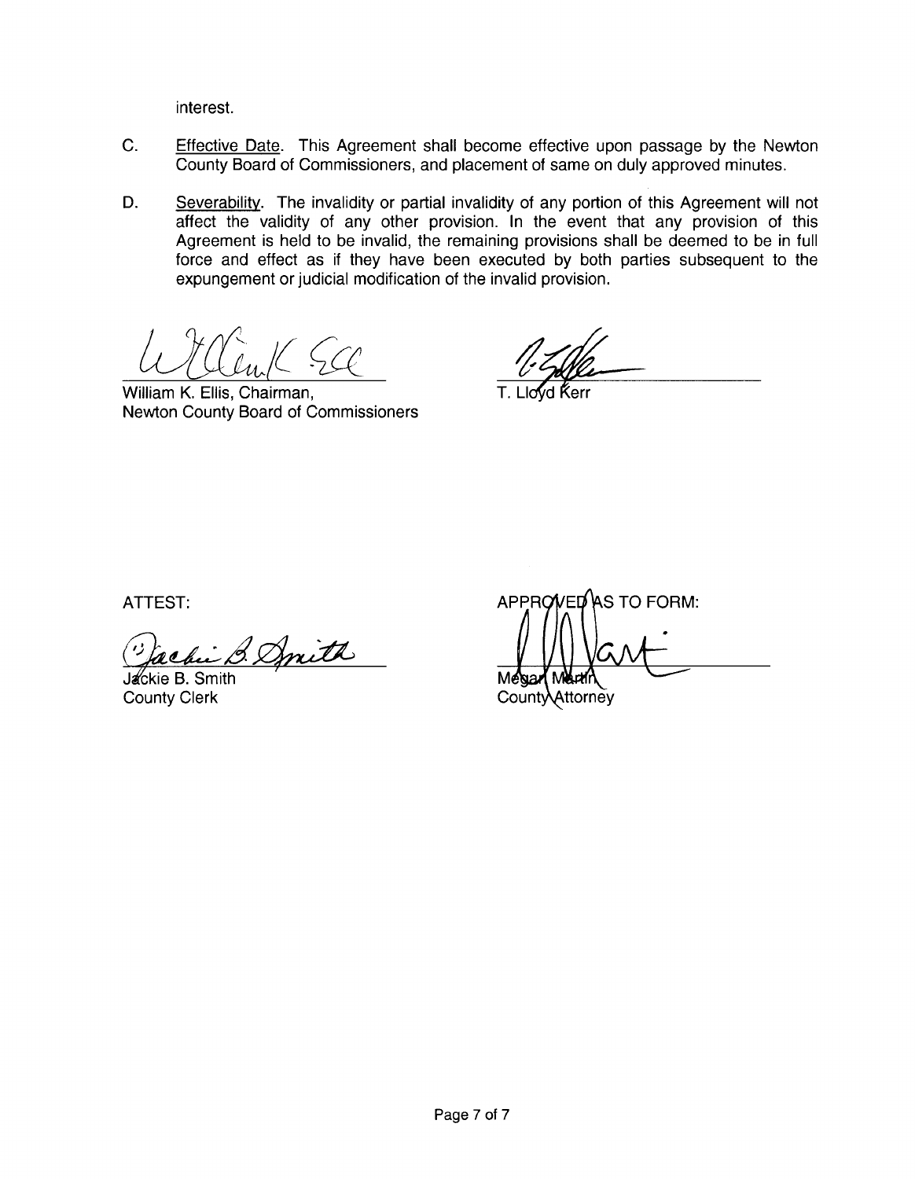interest.

C. Effective Date. This Agreement shall become effective upon passage by the Newton County Board of Commissioners, and placement of same on duly approved minutes.

D. Severability. The invalidity or partial invalidity of any portion of this Agreement will not affect the validity of any other provision. In the event that any provision of this Agreement is held to be invalid, the remaining provisions shall be deemed to be in full force and effect as if they have been executed by both parties subsequent to the expungement or judicial modification of the invalid provision.

William K. Ellis, Chairman,
Newton County Board of Commissioners

T. Lloyd Kerr

ATTEST:

Jackie B. Smith
County Clerk

APPROVED AS TO FORM:

Megan Martin
County Attorney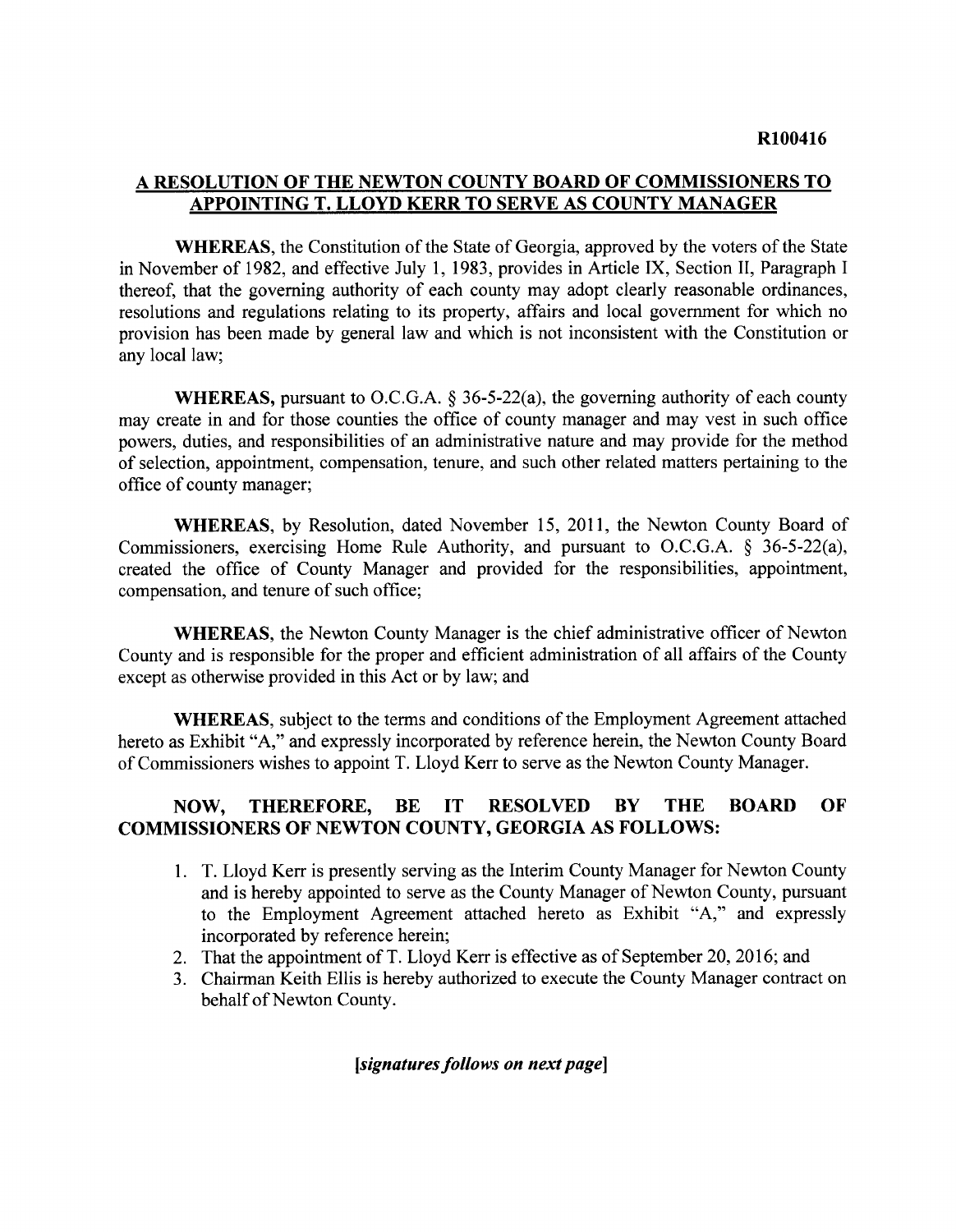**R100416**

## A RESOLUTION OF THE NEWTON COUNTY BOARD OF COMMISSIONERS TO APPOINTING T. LLOYD KERR TO SERVE AS COUNTY MANAGER

**WHEREAS**, the Constitution of the State of Georgia, approved by the voters of the State in November of 1982, and effective July 1, 1983, provides in Article IX, Section II, Paragraph I thereof, that the governing authority of each county may adopt clearly reasonable ordinances, resolutions and regulations relating to its property, affairs and local government for which no provision has been made by general law and which is not inconsistent with the Constitution or any local law;

**WHEREAS,** pursuant to O.C.G.A. § 36-5-22(a), the governing authority of each county may create in and for those counties the office of county manager and may vest in such office powers, duties, and responsibilities of an administrative nature and may provide for the method of selection, appointment, compensation, tenure, and such other related matters pertaining to the office of county manager;

**WHEREAS**, by Resolution, dated November 15, 2011, the Newton County Board of Commissioners, exercising Home Rule Authority, and pursuant to O.C.G.A. § 36-5-22(a), created the office of County Manager and provided for the responsibilities, appointment, compensation, and tenure of such office;

**WHEREAS**, the Newton County Manager is the chief administrative officer of Newton County and is responsible for the proper and efficient administration of all affairs of the County except as otherwise provided in this Act or by law; and

**WHEREAS**, subject to the terms and conditions of the Employment Agreement attached hereto as Exhibit "A," and expressly incorporated by reference herein, the Newton County Board of Commissioners wishes to appoint T. Lloyd Kerr to serve as the Newton County Manager.

**NOW, THEREFORE, BE IT RESOLVED BY THE BOARD OF COMMISSIONERS OF NEWTON COUNTY, GEORGIA AS FOLLOWS:**

1. T. Lloyd Kerr is presently serving as the Interim County Manager for Newton County and is hereby appointed to serve as the County Manager of Newton County, pursuant to the Employment Agreement attached hereto as Exhibit "A," and expressly incorporated by reference herein;
2. That the appointment of T. Lloyd Kerr is effective as of September 20, 2016; and
3. Chairman Keith Ellis is hereby authorized to execute the County Manager contract on behalf of Newton County.

***[signatures follows on next page]***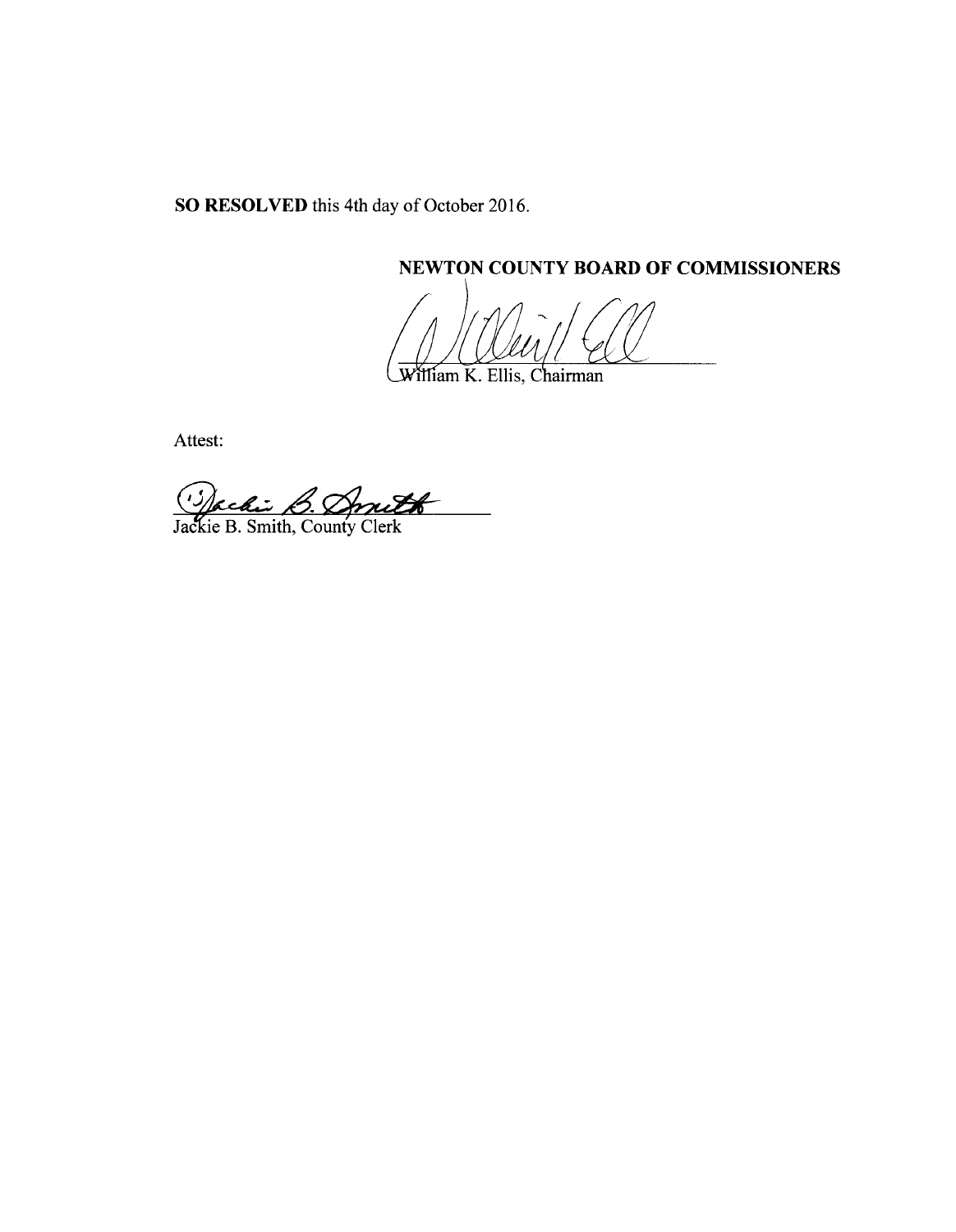**SO RESOLVED** this 4th day of October 2016.

**NEWTON COUNTY BOARD OF COMMISSIONERS**

William K. Ellis, Chairman

Attest:

Jackie B. Smith, County Clerk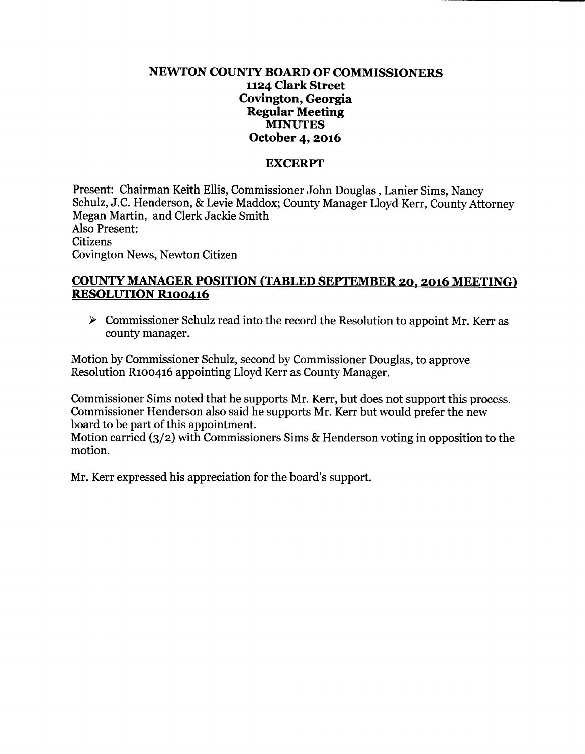# NEWTON COUNTY BOARD OF COMMISSIONERS
## 1124 Clark Street
## Covington, Georgia
## Regular Meeting
## MINUTES
## October 4, 2016

### EXCERPT

Present: Chairman Keith Ellis, Commissioner John Douglas , Lanier Sims, Nancy Schulz, J.C. Henderson, & Levie Maddox; County Manager Lloyd Kerr, County Attorney Megan Martin, and Clerk Jackie Smith
Also Present:
Citizens
Covington News, Newton Citizen

## COUNTY MANAGER POSITION (TABLED SEPTEMBER 20, 2016 MEETING) RESOLUTION R100416

- Commissioner Schulz read into the record the Resolution to appoint Mr. Kerr as county manager.

Motion by Commissioner Schulz, second by Commissioner Douglas, to approve Resolution R100416 appointing Lloyd Kerr as County Manager.

Commissioner Sims noted that he supports Mr. Kerr, but does not support this process. Commissioner Henderson also said he supports Mr. Kerr but would prefer the new board to be part of this appointment.
Motion carried (3/2) with Commissioners Sims & Henderson voting in opposition to the motion.

Mr. Kerr expressed his appreciation for the board's support.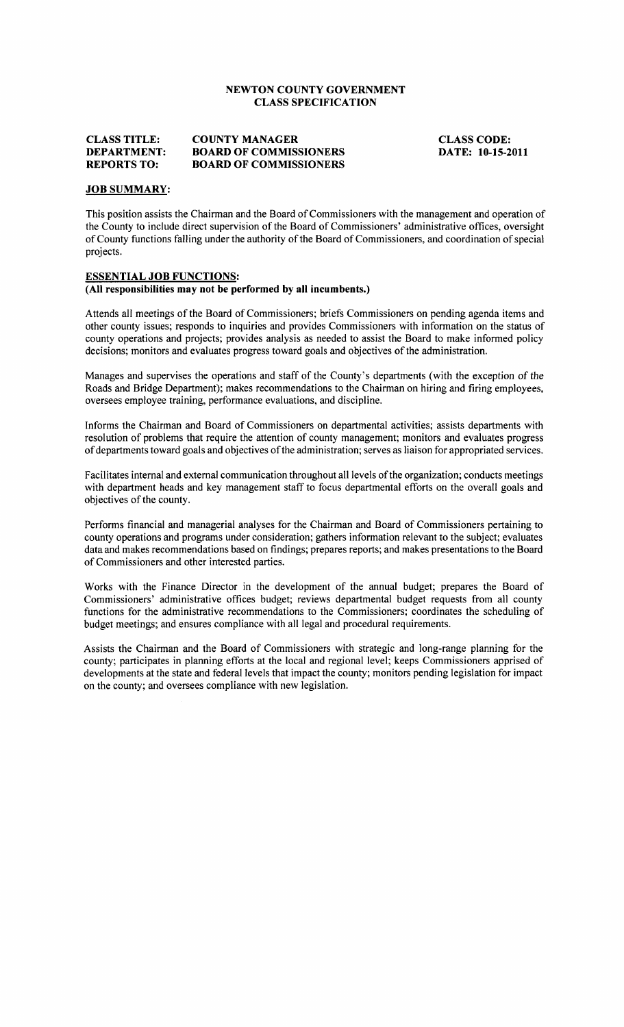# NEWTON COUNTY GOVERNMENT
## CLASS SPECIFICATION

**CLASS TITLE:** **COUNTY MANAGER** **CLASS CODE:**
**DEPARTMENT:** **BOARD OF COMMISSIONERS** **DATE: 10-15-2011**
**REPORTS TO:** **BOARD OF COMMISSIONERS**

### JOB SUMMARY:

This position assists the Chairman and the Board of Commissioners with the management and operation of the County to include direct supervision of the Board of Commissioners' administrative offices, oversight of County functions falling under the authority of the Board of Commissioners, and coordination of special projects.

### ESSENTIAL JOB FUNCTIONS:
**(All responsibilities may not be performed by all incumbents.)**

Attends all meetings of the Board of Commissioners; briefs Commissioners on pending agenda items and other county issues; responds to inquiries and provides Commissioners with information on the status of county operations and projects; provides analysis as needed to assist the Board to make informed policy decisions; monitors and evaluates progress toward goals and objectives of the administration.

Manages and supervises the operations and staff of the County's departments (with the exception of the Roads and Bridge Department); makes recommendations to the Chairman on hiring and firing employees, oversees employee training, performance evaluations, and discipline.

Informs the Chairman and Board of Commissioners on departmental activities; assists departments with resolution of problems that require the attention of county management; monitors and evaluates progress of departments toward goals and objectives of the administration; serves as liaison for appropriated services.

Facilitates internal and external communication throughout all levels of the organization; conducts meetings with department heads and key management staff to focus departmental efforts on the overall goals and objectives of the county.

Performs financial and managerial analyses for the Chairman and Board of Commissioners pertaining to county operations and programs under consideration; gathers information relevant to the subject; evaluates data and makes recommendations based on findings; prepares reports; and makes presentations to the Board of Commissioners and other interested parties.

Works with the Finance Director in the development of the annual budget; prepares the Board of Commissioners' administrative offices budget; reviews departmental budget requests from all county functions for the administrative recommendations to the Commissioners; coordinates the scheduling of budget meetings; and ensures compliance with all legal and procedural requirements.

Assists the Chairman and the Board of Commissioners with strategic and long-range planning for the county; participates in planning efforts at the local and regional level; keeps Commissioners apprised of developments at the state and federal levels that impact the county; monitors pending legislation for impact on the county; and oversees compliance with new legislation.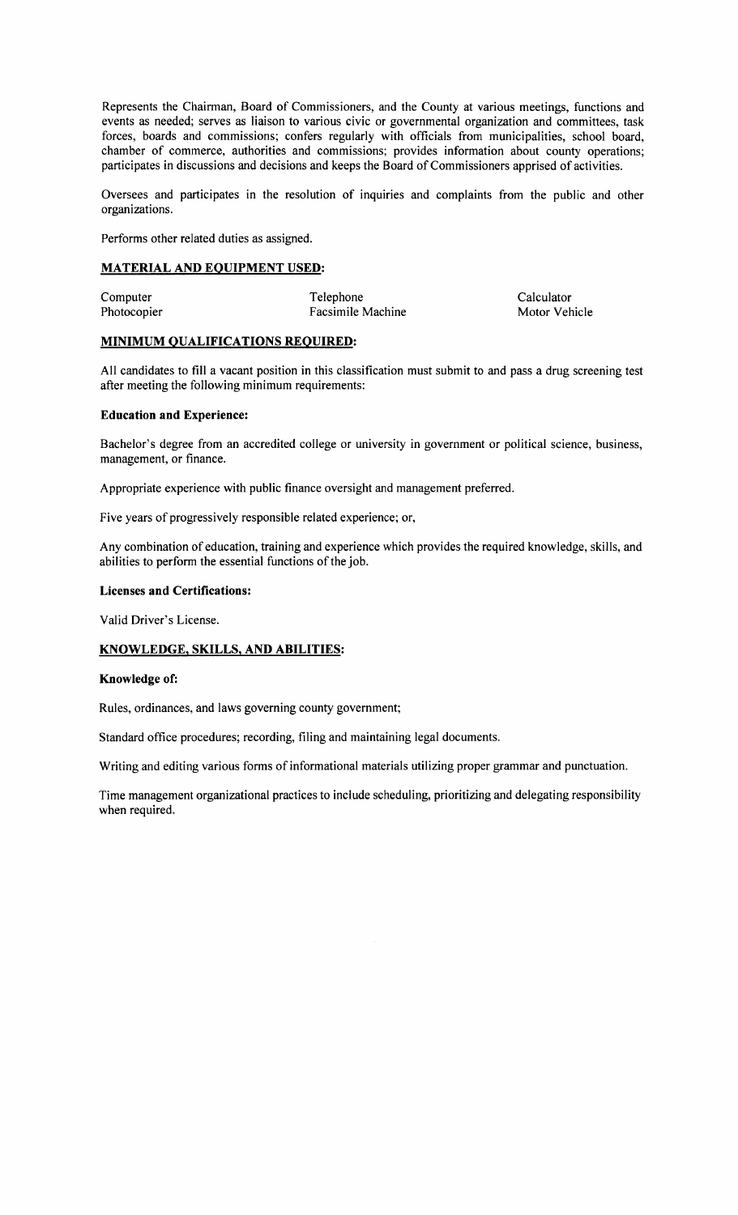Represents the Chairman, Board of Commissioners, and the County at various meetings, functions and events as needed; serves as liaison to various civic or governmental organization and committees, task forces, boards and commissions; confers regularly with officials from municipalities, school board, chamber of commerce, authorities and commissions; provides information about county operations; participates in discussions and decisions and keeps the Board of Commissioners apprised of activities.

Oversees and participates in the resolution of inquiries and complaints from the public and other organizations.

Performs other related duties as assigned.

## MATERIAL AND EQUIPMENT USED:

| | | |
|---|---|---|
| Computer | Telephone | Calculator |
| Photocopier | Facsimile Machine | Motor Vehicle |

## MINIMUM QUALIFICATIONS REQUIRED:

All candidates to fill a vacant position in this classification must submit to and pass a drug screening test after meeting the following minimum requirements:

### Education and Experience:

Bachelor's degree from an accredited college or university in government or political science, business, management, or finance.

Appropriate experience with public finance oversight and management preferred.

Five years of progressively responsible related experience; or,

Any combination of education, training and experience which provides the required knowledge, skills, and abilities to perform the essential functions of the job.

### Licenses and Certifications:

Valid Driver's License.

## KNOWLEDGE, SKILLS, AND ABILITIES:

### Knowledge of:

Rules, ordinances, and laws governing county government;

Standard office procedures; recording, filing and maintaining legal documents.

Writing and editing various forms of informational materials utilizing proper grammar and punctuation.

Time management organizational practices to include scheduling, prioritizing and delegating responsibility when required.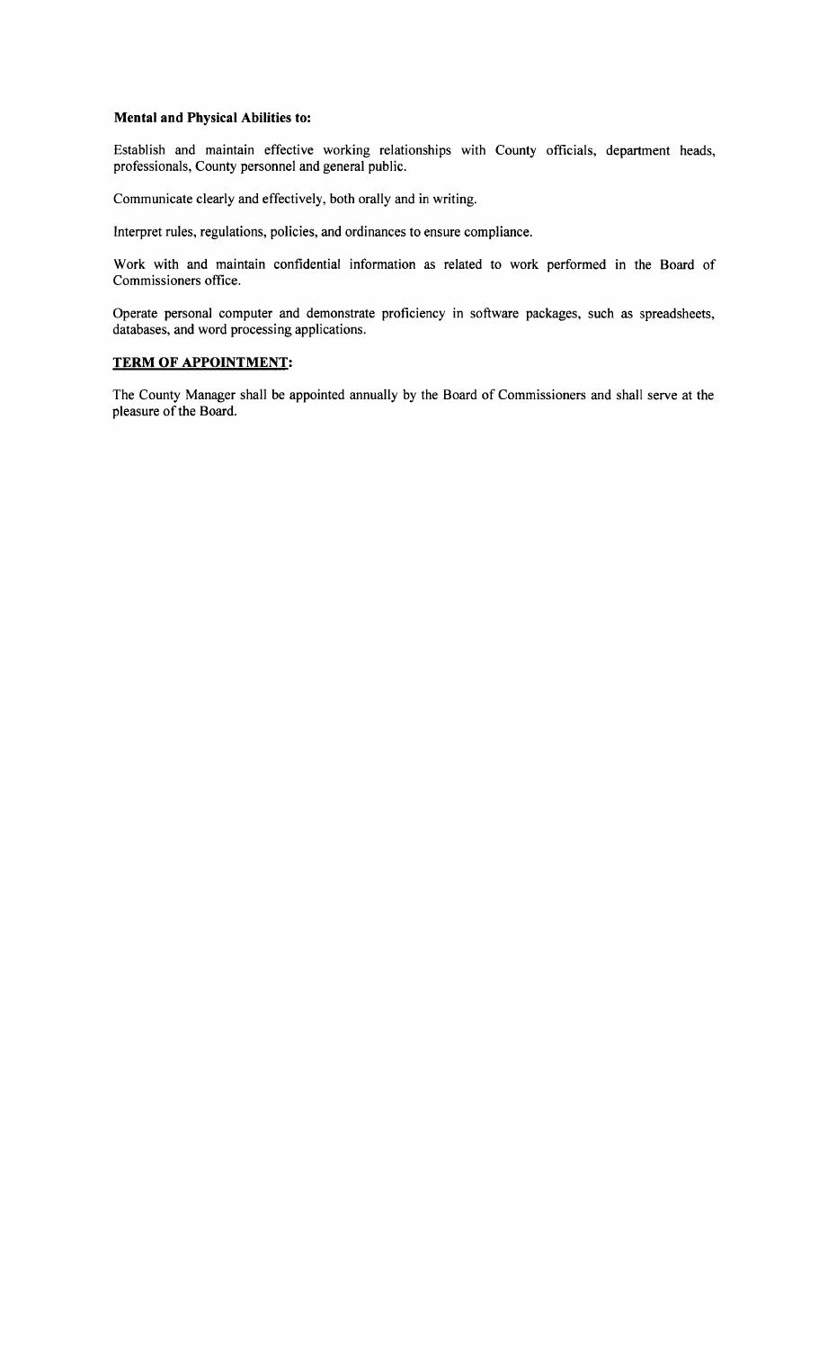**Mental and Physical Abilities to:**

Establish and maintain effective working relationships with County officials, department heads, professionals, County personnel and general public.

Communicate clearly and effectively, both orally and in writing.

Interpret rules, regulations, policies, and ordinances to ensure compliance.

Work with and maintain confidential information as related to work performed in the Board of Commissioners office.

Operate personal computer and demonstrate proficiency in software packages, such as spreadsheets, databases, and word processing applications.

**TERM OF APPOINTMENT:**

The County Manager shall be appointed annually by the Board of Commissioners and shall serve at the pleasure of the Board.